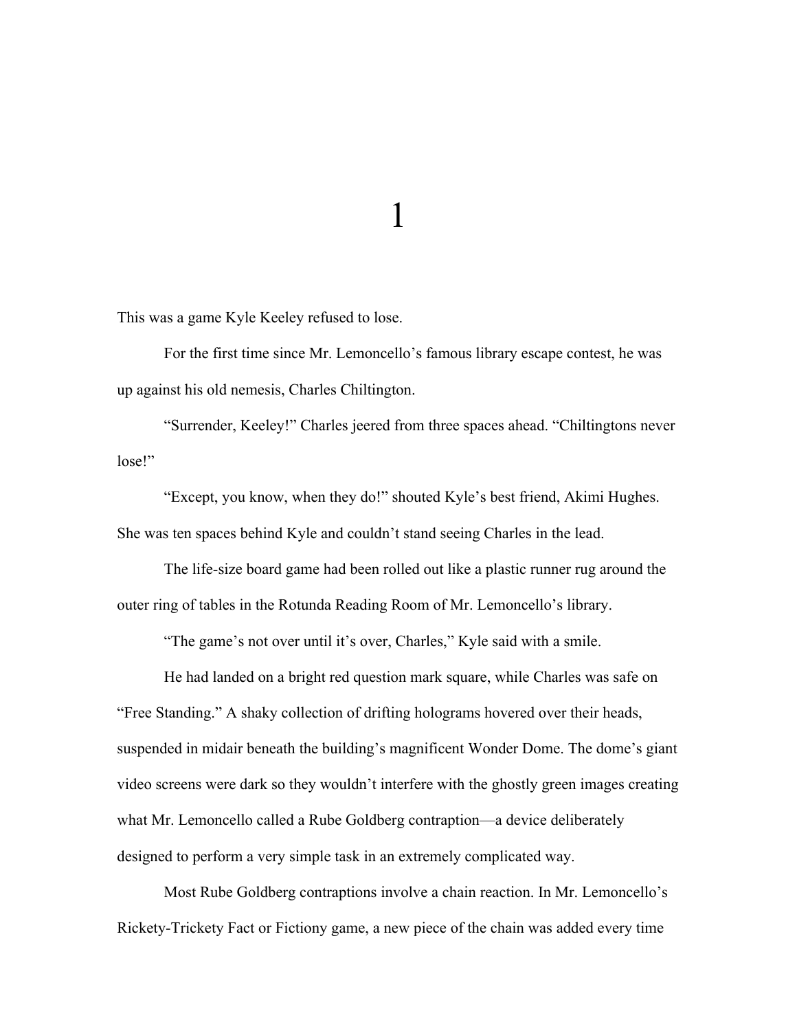# 1

This was a game Kyle Keeley refused to lose.

For the first time since Mr. Lemoncello's famous library escape contest, he was up against his old nemesis, Charles Chiltington.

"Surrender, Keeley!" Charles jeered from three spaces ahead. "Chiltingtons never lose!"

"Except, you know, when they do!" shouted Kyle's best friend, Akimi Hughes. She was ten spaces behind Kyle and couldn't stand seeing Charles in the lead.

The life-size board game had been rolled out like a plastic runner rug around the outer ring of tables in the Rotunda Reading Room of Mr. Lemoncello's library.

"The game's not over until it's over, Charles," Kyle said with a smile.

He had landed on a bright red question mark square, while Charles was safe on "Free Standing." A shaky collection of drifting holograms hovered over their heads, suspended in midair beneath the building's magnificent Wonder Dome. The dome's giant video screens were dark so they wouldn't interfere with the ghostly green images creating what Mr. Lemoncello called a Rube Goldberg contraption—a device deliberately designed to perform a very simple task in an extremely complicated way.

Most Rube Goldberg contraptions involve a chain reaction. In Mr. Lemoncello's Rickety-Trickety Fact or Fictiony game, a new piece of the chain was added every time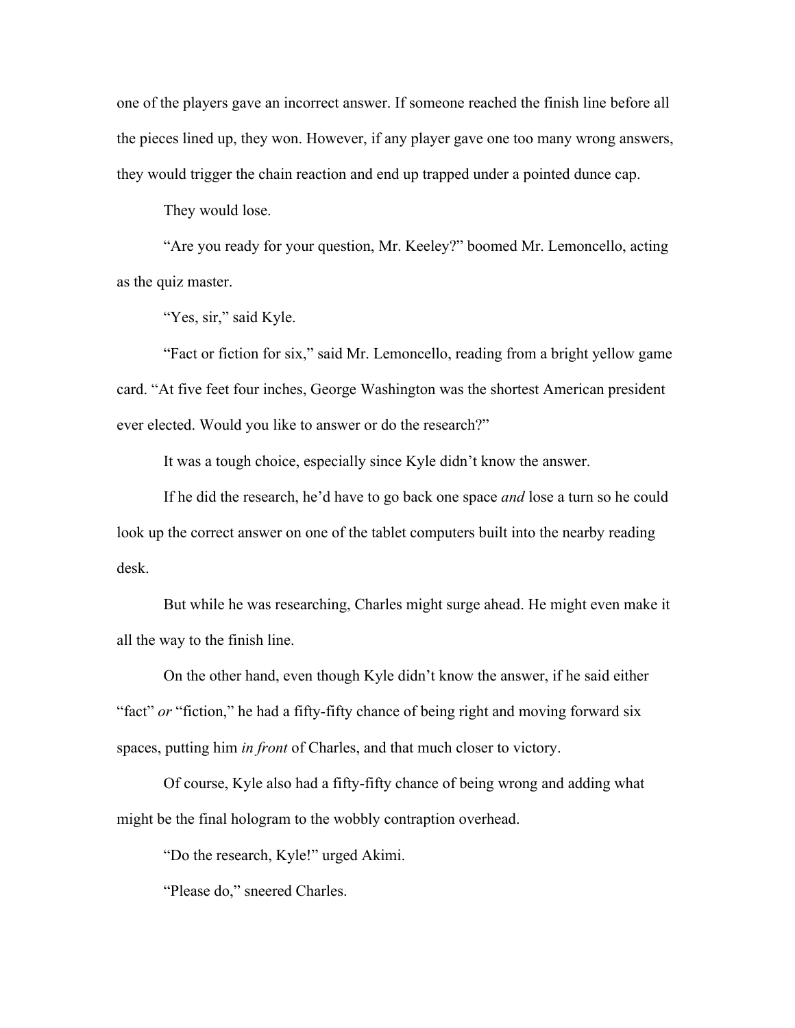one of the players gave an incorrect answer. If someone reached the finish line before all the pieces lined up, they won. However, if any player gave one too many wrong answers, they would trigger the chain reaction and end up trapped under a pointed dunce cap.

They would lose.

"Are you ready for your question, Mr. Keeley?" boomed Mr. Lemoncello, acting as the quiz master.

"Yes, sir," said Kyle.

"Fact or fiction for six," said Mr. Lemoncello, reading from a bright yellow game card. "At five feet four inches, George Washington was the shortest American president ever elected. Would you like to answer or do the research?"

It was a tough choice, especially since Kyle didn't know the answer.

If he did the research, he'd have to go back one space *and* lose a turn so he could look up the correct answer on one of the tablet computers built into the nearby reading desk.

But while he was researching, Charles might surge ahead. He might even make it all the way to the finish line.

On the other hand, even though Kyle didn't know the answer, if he said either "fact" *or* "fiction," he had a fifty-fifty chance of being right and moving forward six spaces, putting him *in front* of Charles, and that much closer to victory.

Of course, Kyle also had a fifty-fifty chance of being wrong and adding what might be the final hologram to the wobbly contraption overhead.

"Do the research, Kyle!" urged Akimi.

"Please do," sneered Charles.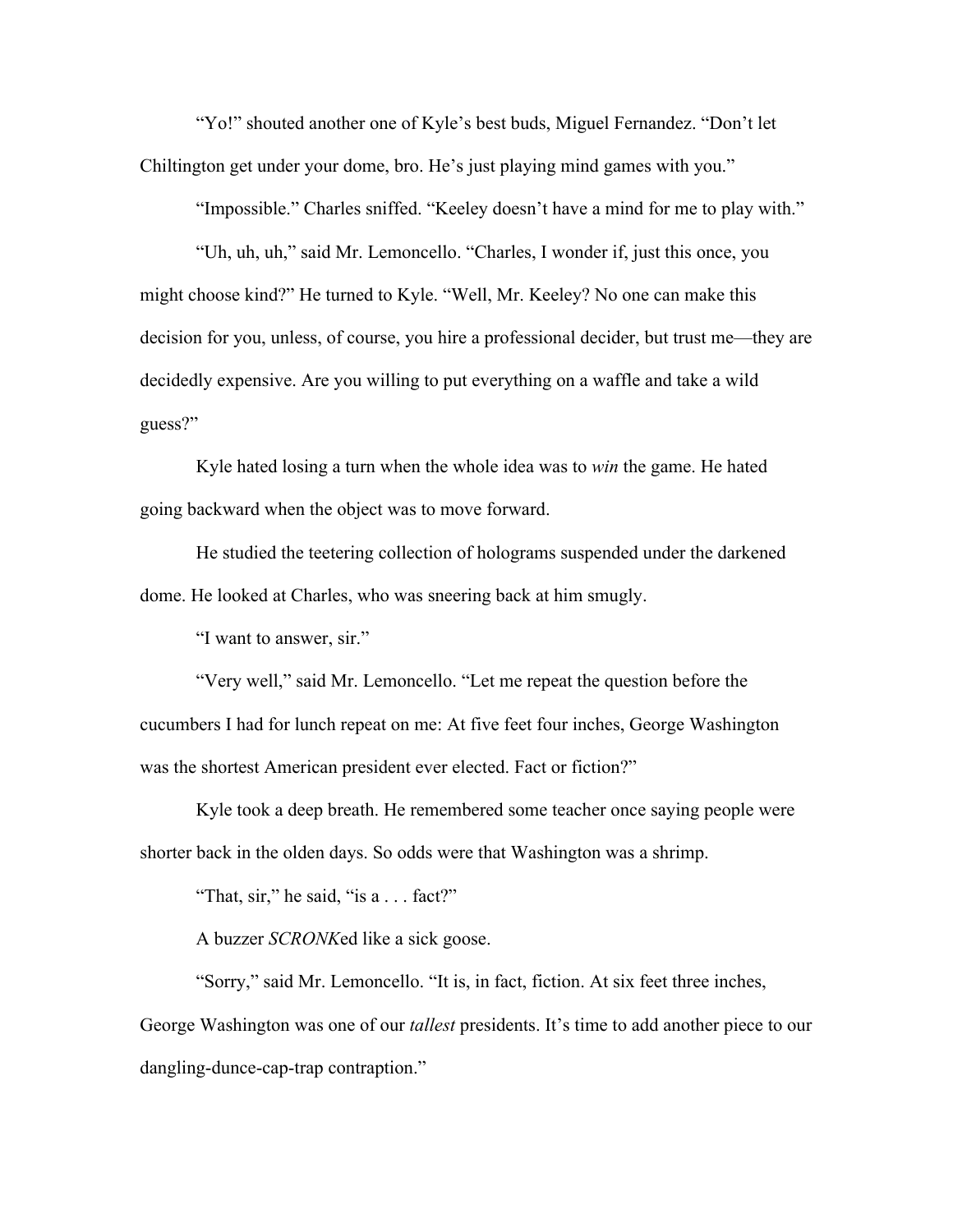"Yo!" shouted another one of Kyle's best buds, Miguel Fernandez. "Don't let Chiltington get under your dome, bro. He's just playing mind games with you."

"Impossible." Charles sniffed. "Keeley doesn't have a mind for me to play with."

"Uh, uh, uh," said Mr. Lemoncello. "Charles, I wonder if, just this once, you might choose kind?" He turned to Kyle. "Well, Mr. Keeley? No one can make this decision for you, unless, of course, you hire a professional decider, but trust me—they are decidedly expensive. Are you willing to put everything on a waffle and take a wild guess?"

Kyle hated losing a turn when the whole idea was to *win* the game. He hated going backward when the object was to move forward.

He studied the teetering collection of holograms suspended under the darkened dome. He looked at Charles, who was sneering back at him smugly.

"I want to answer, sir."

"Very well," said Mr. Lemoncello. "Let me repeat the question before the cucumbers I had for lunch repeat on me: At five feet four inches, George Washington was the shortest American president ever elected. Fact or fiction?"

Kyle took a deep breath. He remembered some teacher once saying people were shorter back in the olden days. So odds were that Washington was a shrimp.

"That, sir," he said, "is a . . . fact?"

A buzzer *SCRONK*ed like a sick goose.

"Sorry," said Mr. Lemoncello. "It is, in fact, fiction. At six feet three inches, George Washington was one of our *tallest* presidents. It's time to add another piece to our dangling-dunce-cap-trap contraption."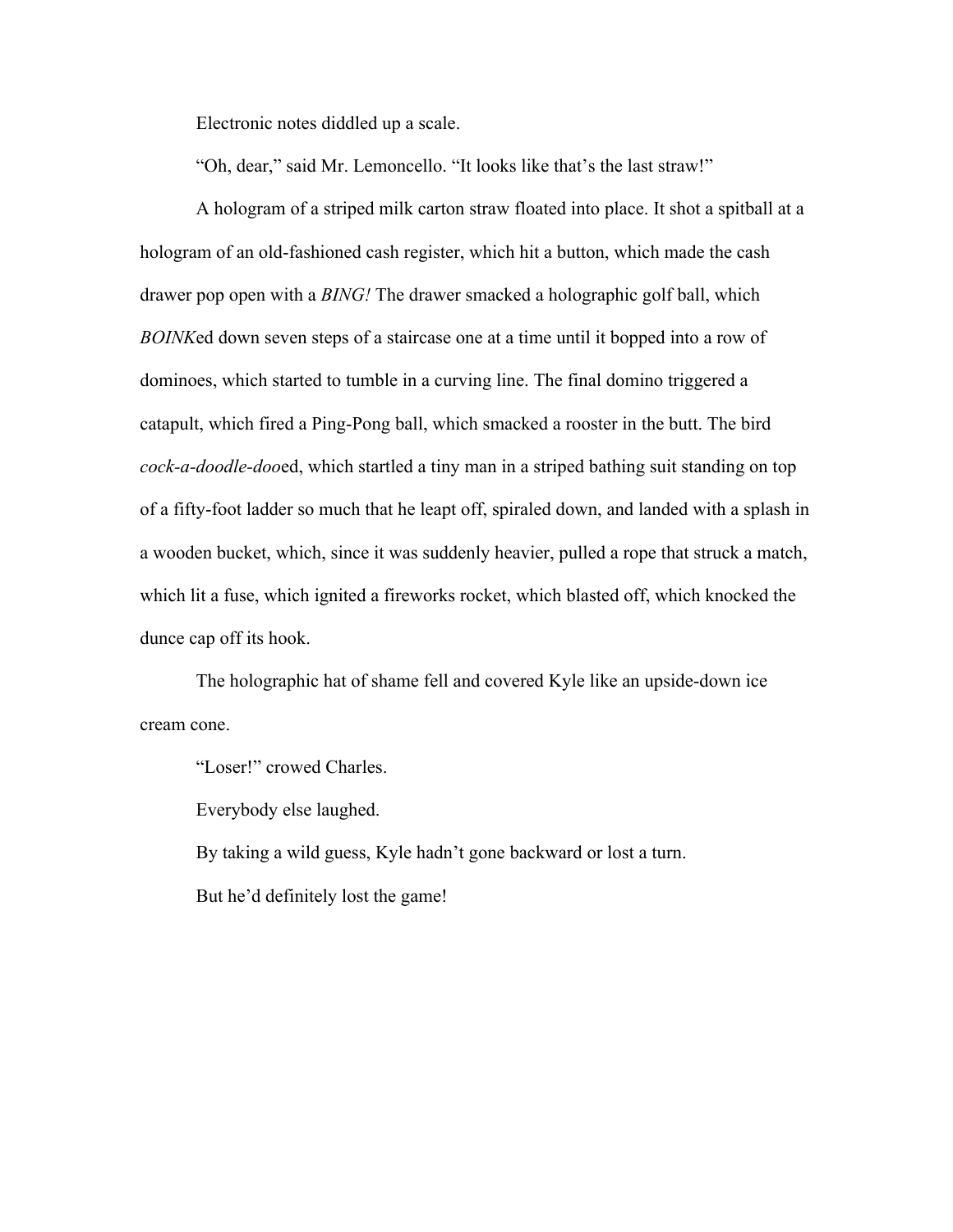Electronic notes diddled up a scale.

"Oh, dear," said Mr. Lemoncello. "It looks like that's the last straw!"

A hologram of a striped milk carton straw floated into place. It shot a spitball at a hologram of an old-fashioned cash register, which hit a button, which made the cash drawer pop open with a *BING!* The drawer smacked a holographic golf ball, which *BOINK*ed down seven steps of a staircase one at a time until it bopped into a row of dominoes, which started to tumble in a curving line. The final domino triggered a catapult, which fired a Ping-Pong ball, which smacked a rooster in the butt. The bird *cock-a-doodle-doo*ed, which startled a tiny man in a striped bathing suit standing on top of a fifty-foot ladder so much that he leapt off, spiraled down, and landed with a splash in a wooden bucket, which, since it was suddenly heavier, pulled a rope that struck a match, which lit a fuse, which ignited a fireworks rocket, which blasted off, which knocked the dunce cap off its hook.

The holographic hat of shame fell and covered Kyle like an upside-down ice cream cone.

"Loser!" crowed Charles.

Everybody else laughed.

By taking a wild guess, Kyle hadn't gone backward or lost a turn.

But he'd definitely lost the game!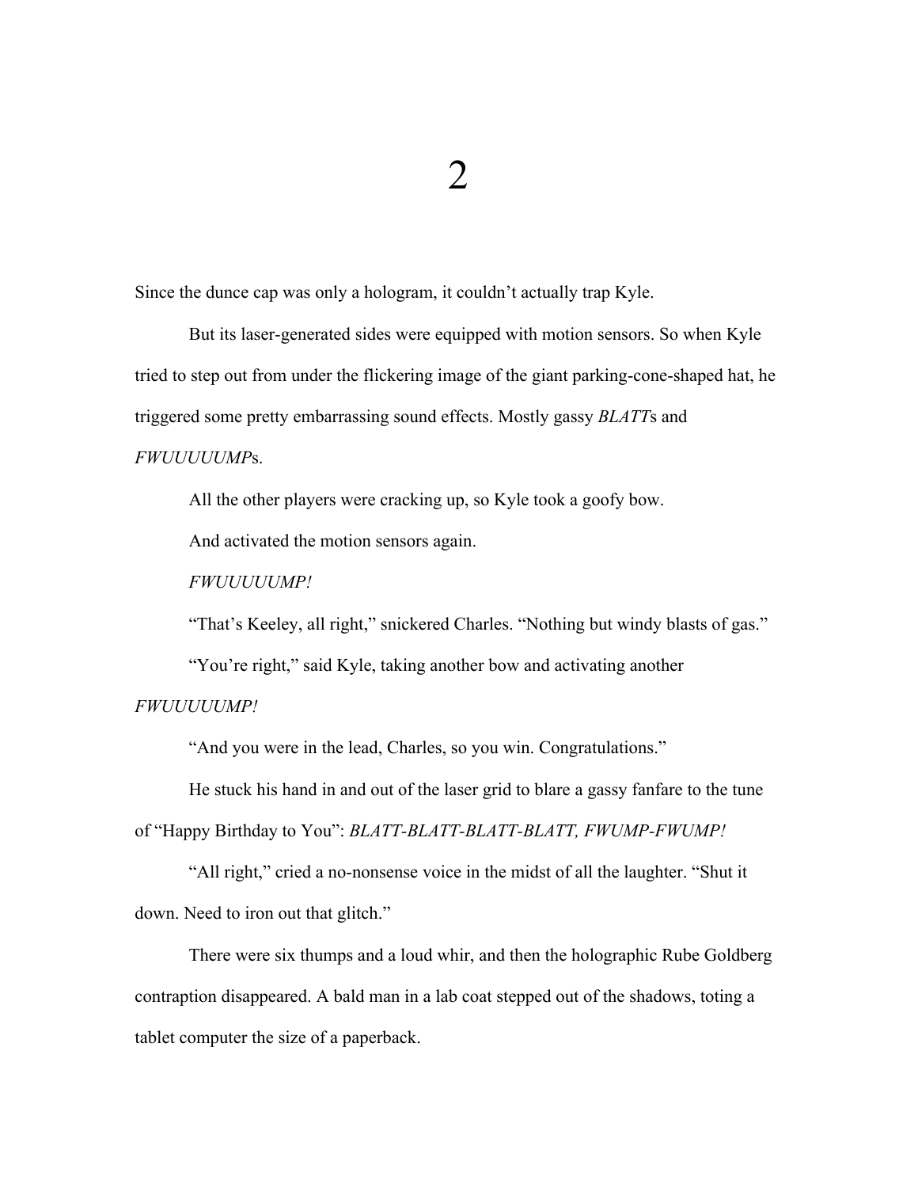# 2

Since the dunce cap was only a hologram, it couldn't actually trap Kyle.

But its laser-generated sides were equipped with motion sensors. So when Kyle tried to step out from under the flickering image of the giant parking-cone-shaped hat, he triggered some pretty embarrassing sound effects. Mostly gassy *BLATT*s and *FWUUUUUMP*s.

All the other players were cracking up, so Kyle took a goofy bow.

And activated the motion sensors again.

*FWUUUUUMP!*

"That's Keeley, all right," snickered Charles. "Nothing but windy blasts of gas."

"You're right," said Kyle, taking another bow and activating another *FWUUUUUMP!*

"And you were in the lead, Charles, so you win. Congratulations."

He stuck his hand in and out of the laser grid to blare a gassy fanfare to the tune of "Happy Birthday to You": *BLATT-BLATT-BLATT-BLATT, FWUMP-FWUMP!*

"All right," cried a no-nonsense voice in the midst of all the laughter. "Shut it down. Need to iron out that glitch."

There were six thumps and a loud whir, and then the holographic Rube Goldberg contraption disappeared. A bald man in a lab coat stepped out of the shadows, toting a tablet computer the size of a paperback.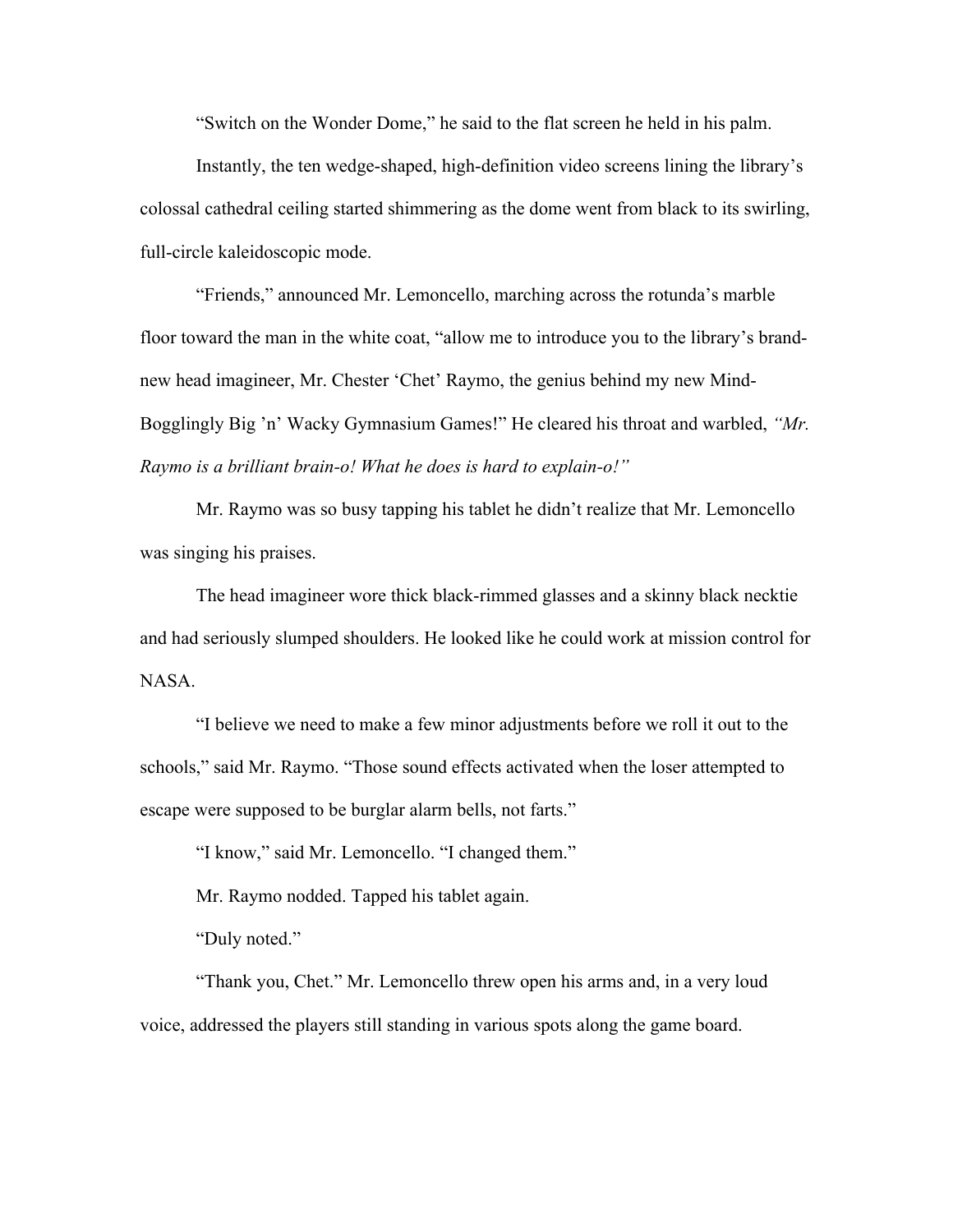“Switch on the Wonder Dome,” he said to the flat screen he held in his palm.

Instantly, the ten wedge-shaped, high-definition video screens lining the library’s colossal cathedral ceiling started shimmering as the dome went from black to its swirling, full-circle kaleidoscopic mode.

“Friends,” announced Mr. Lemoncello, marching across the rotunda’s marble floor toward the man in the white coat, “allow me to introduce you to the library’s brand-new head imagineer, Mr. Chester ‘Chet’ Raymo, the genius behind my new Mind-Bogglingly Big ’n’ Wacky Gymnasium Games!” He cleared his throat and warbled, *“Mr. Raymo is a brilliant brain-o! What he does is hard to explain-o!”*

Mr. Raymo was so busy tapping his tablet he didn’t realize that Mr. Lemoncello was singing his praises.

The head imagineer wore thick black-rimmed glasses and a skinny black necktie and had seriously slumped shoulders. He looked like he could work at mission control for NASA.

“I believe we need to make a few minor adjustments before we roll it out to the schools,” said Mr. Raymo. “Those sound effects activated when the loser attempted to escape were supposed to be burglar alarm bells, not farts.”

“I know,” said Mr. Lemoncello. “I changed them.”

Mr. Raymo nodded. Tapped his tablet again.

“Duly noted.”

“Thank you, Chet.” Mr. Lemoncello threw open his arms and, in a very loud voice, addressed the players still standing in various spots along the game board.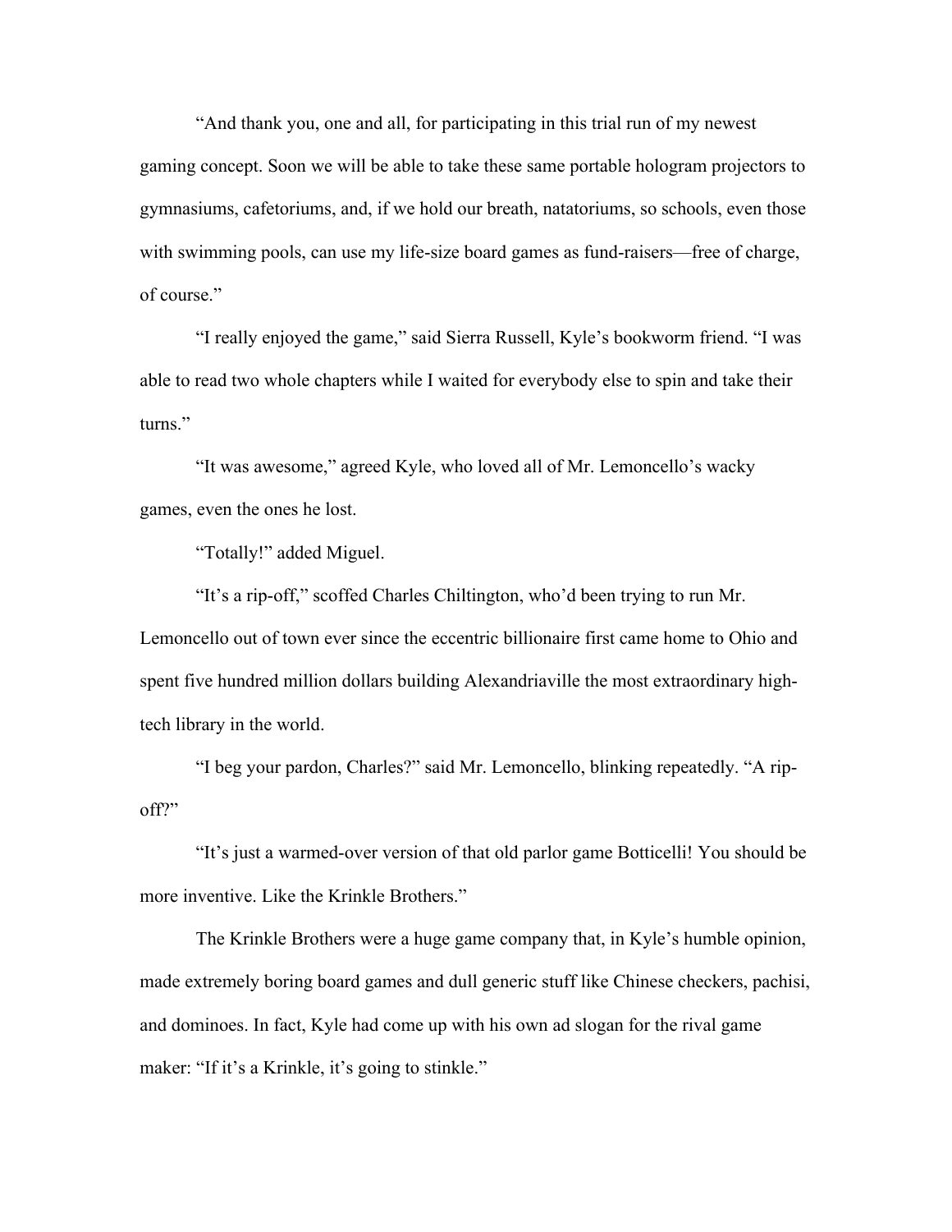"And thank you, one and all, for participating in this trial run of my newest gaming concept. Soon we will be able to take these same portable hologram projectors to gymnasiums, cafetoriums, and, if we hold our breath, natatoriums, so schools, even those with swimming pools, can use my life-size board games as fund-raisers—free of charge, of course."

"I really enjoyed the game," said Sierra Russell, Kyle's bookworm friend. "I was able to read two whole chapters while I waited for everybody else to spin and take their turns."

"It was awesome," agreed Kyle, who loved all of Mr. Lemoncello's wacky games, even the ones he lost.

"Totally!" added Miguel.

"It's a rip-off," scoffed Charles Chiltington, who'd been trying to run Mr. Lemoncello out of town ever since the eccentric billionaire first came home to Ohio and spent five hundred million dollars building Alexandriaville the most extraordinary high-tech library in the world.

"I beg your pardon, Charles?" said Mr. Lemoncello, blinking repeatedly. "A rip-off?"

"It's just a warmed-over version of that old parlor game Botticelli! You should be more inventive. Like the Krinkle Brothers."

The Krinkle Brothers were a huge game company that, in Kyle's humble opinion, made extremely boring board games and dull generic stuff like Chinese checkers, pachisi, and dominoes. In fact, Kyle had come up with his own ad slogan for the rival game maker: "If it's a Krinkle, it's going to stinkle."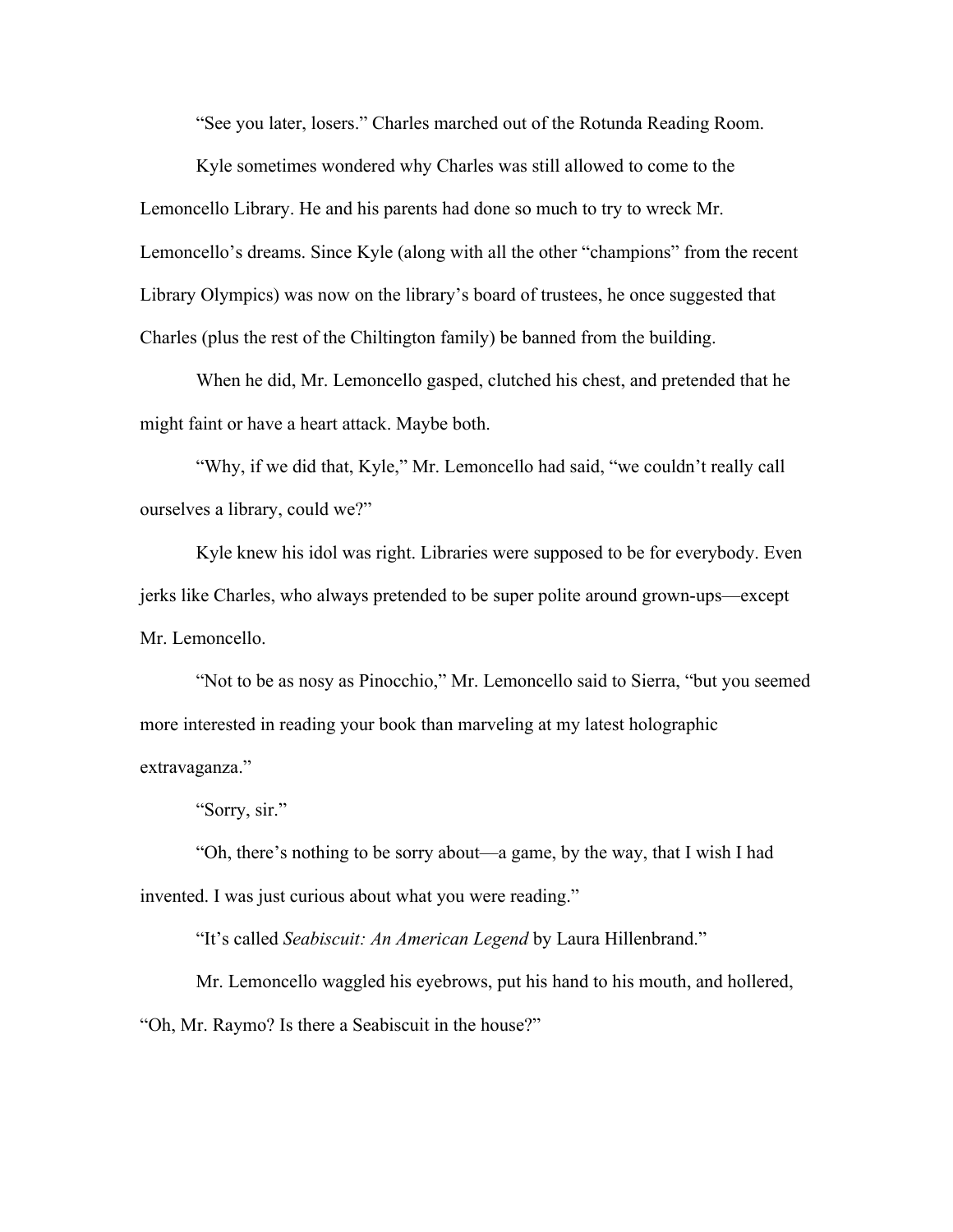"See you later, losers." Charles marched out of the Rotunda Reading Room.

Kyle sometimes wondered why Charles was still allowed to come to the Lemoncello Library. He and his parents had done so much to try to wreck Mr. Lemoncello's dreams. Since Kyle (along with all the other "champions" from the recent Library Olympics) was now on the library's board of trustees, he once suggested that Charles (plus the rest of the Chiltington family) be banned from the building.

When he did, Mr. Lemoncello gasped, clutched his chest, and pretended that he might faint or have a heart attack. Maybe both.

"Why, if we did that, Kyle," Mr. Lemoncello had said, "we couldn't really call ourselves a library, could we?"

Kyle knew his idol was right. Libraries were supposed to be for everybody. Even jerks like Charles, who always pretended to be super polite around grown-ups—except Mr. Lemoncello.

"Not to be as nosy as Pinocchio," Mr. Lemoncello said to Sierra, "but you seemed more interested in reading your book than marveling at my latest holographic extravaganza."

"Sorry, sir."

"Oh, there's nothing to be sorry about—a game, by the way, that I wish I had invented. I was just curious about what you were reading."

"It's called *Seabiscuit: An American Legend* by Laura Hillenbrand."

Mr. Lemoncello waggled his eyebrows, put his hand to his mouth, and hollered, "Oh, Mr. Raymo? Is there a Seabiscuit in the house?"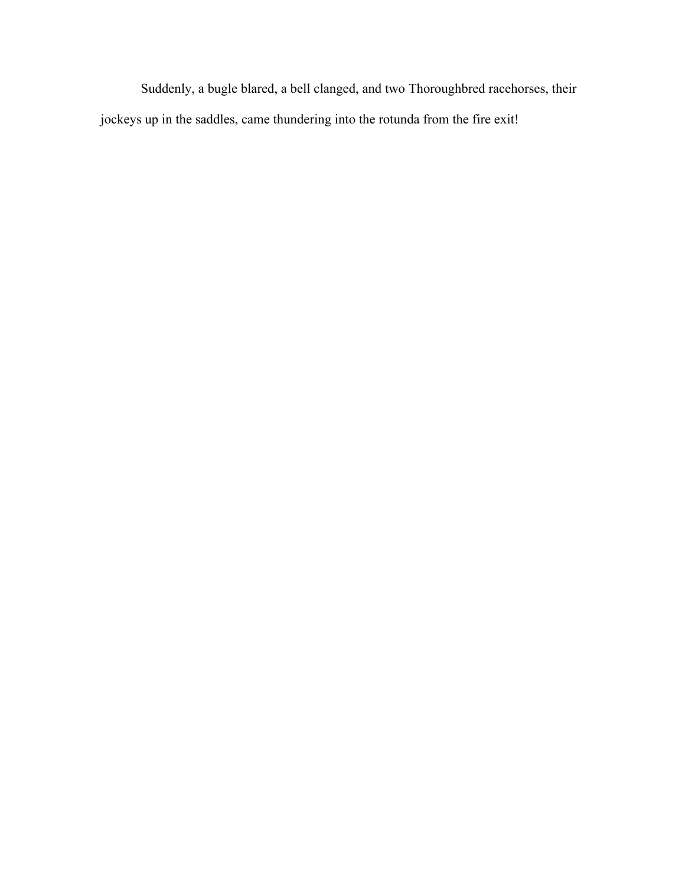Suddenly, a bugle blared, a bell clanged, and two Thoroughbred racehorses, their jockeys up in the saddles, came thundering into the rotunda from the fire exit!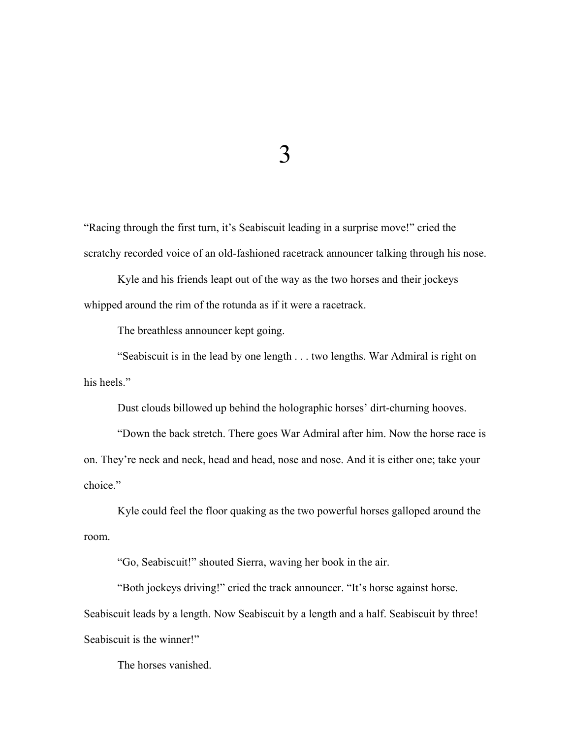# 3

"Racing through the first turn, it's Seabiscuit leading in a surprise move!" cried the scratchy recorded voice of an old-fashioned racetrack announcer talking through his nose.

Kyle and his friends leapt out of the way as the two horses and their jockeys whipped around the rim of the rotunda as if it were a racetrack.

The breathless announcer kept going.

"Seabiscuit is in the lead by one length . . . two lengths. War Admiral is right on his heels."

Dust clouds billowed up behind the holographic horses' dirt-churning hooves.

"Down the back stretch. There goes War Admiral after him. Now the horse race is on. They're neck and neck, head and head, nose and nose. And it is either one; take your choice."

Kyle could feel the floor quaking as the two powerful horses galloped around the room.

"Go, Seabiscuit!" shouted Sierra, waving her book in the air.

"Both jockeys driving!" cried the track announcer. "It's horse against horse. Seabiscuit leads by a length. Now Seabiscuit by a length and a half. Seabiscuit by three! Seabiscuit is the winner!"

The horses vanished.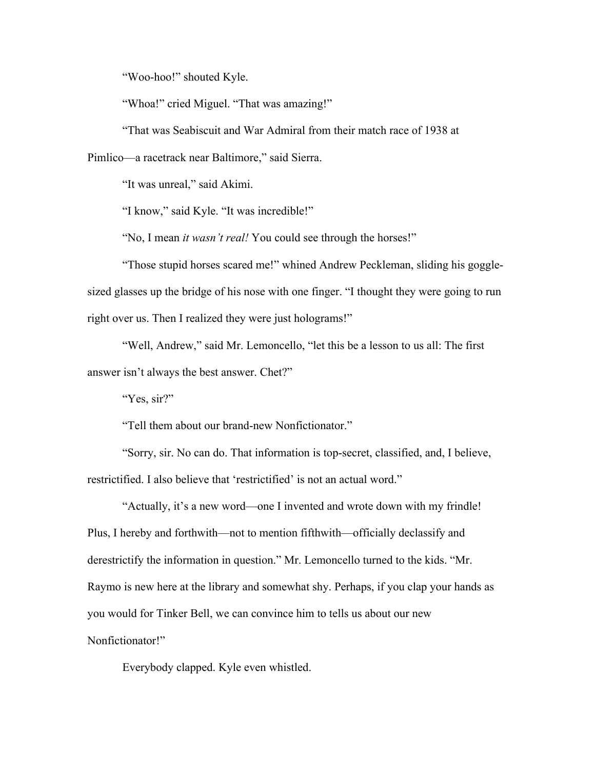"Woo-hoo!" shouted Kyle.

"Whoa!" cried Miguel. "That was amazing!"

"That was Seabiscuit and War Admiral from their match race of 1938 at Pimlico—a racetrack near Baltimore," said Sierra.

"It was unreal," said Akimi.

"I know," said Kyle. "It was incredible!"

"No, I mean *it wasn't real!* You could see through the horses!"

"Those stupid horses scared me!" whined Andrew Peckleman, sliding his goggle-sized glasses up the bridge of his nose with one finger. "I thought they were going to run right over us. Then I realized they were just holograms!"

"Well, Andrew," said Mr. Lemoncello, "let this be a lesson to us all: The first answer isn't always the best answer. Chet?"

"Yes, sir?"

"Tell them about our brand-new Nonfictionator."

"Sorry, sir. No can do. That information is top-secret, classified, and, I believe, restrictified. I also believe that 'restrictified' is not an actual word."

"Actually, it's a new word—one I invented and wrote down with my frindle! Plus, I hereby and forthwith—not to mention fifthwith—officially declassify and derestrictify the information in question." Mr. Lemoncello turned to the kids. "Mr. Raymo is new here at the library and somewhat shy. Perhaps, if you clap your hands as you would for Tinker Bell, we can convince him to tells us about our new Nonfictionator!"

Everybody clapped. Kyle even whistled.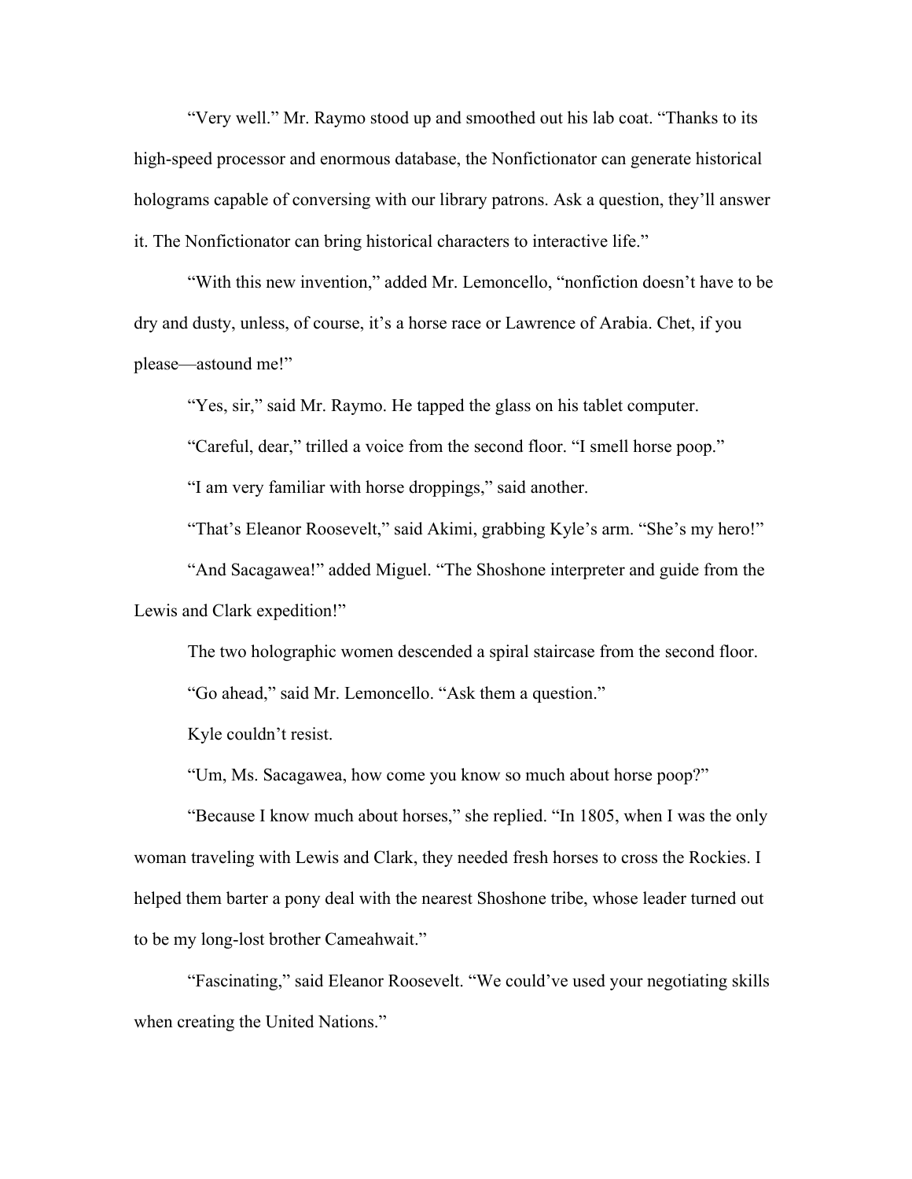"Very well." Mr. Raymo stood up and smoothed out his lab coat. "Thanks to its high-speed processor and enormous database, the Nonfictionator can generate historical holograms capable of conversing with our library patrons. Ask a question, they'll answer it. The Nonfictionator can bring historical characters to interactive life."

"With this new invention," added Mr. Lemoncello, "nonfiction doesn't have to be dry and dusty, unless, of course, it's a horse race or Lawrence of Arabia. Chet, if you please—astound me!"

"Yes, sir," said Mr. Raymo. He tapped the glass on his tablet computer.

"Careful, dear," trilled a voice from the second floor. "I smell horse poop."

"I am very familiar with horse droppings," said another.

"That's Eleanor Roosevelt," said Akimi, grabbing Kyle's arm. "She's my hero!"

"And Sacagawea!" added Miguel. "The Shoshone interpreter and guide from the Lewis and Clark expedition!"

The two holographic women descended a spiral staircase from the second floor.

"Go ahead," said Mr. Lemoncello. "Ask them a question."

Kyle couldn't resist.

"Um, Ms. Sacagawea, how come you know so much about horse poop?"

"Because I know much about horses," she replied. "In 1805, when I was the only woman traveling with Lewis and Clark, they needed fresh horses to cross the Rockies. I helped them barter a pony deal with the nearest Shoshone tribe, whose leader turned out to be my long-lost brother Cameahwait."

"Fascinating," said Eleanor Roosevelt. "We could've used your negotiating skills when creating the United Nations."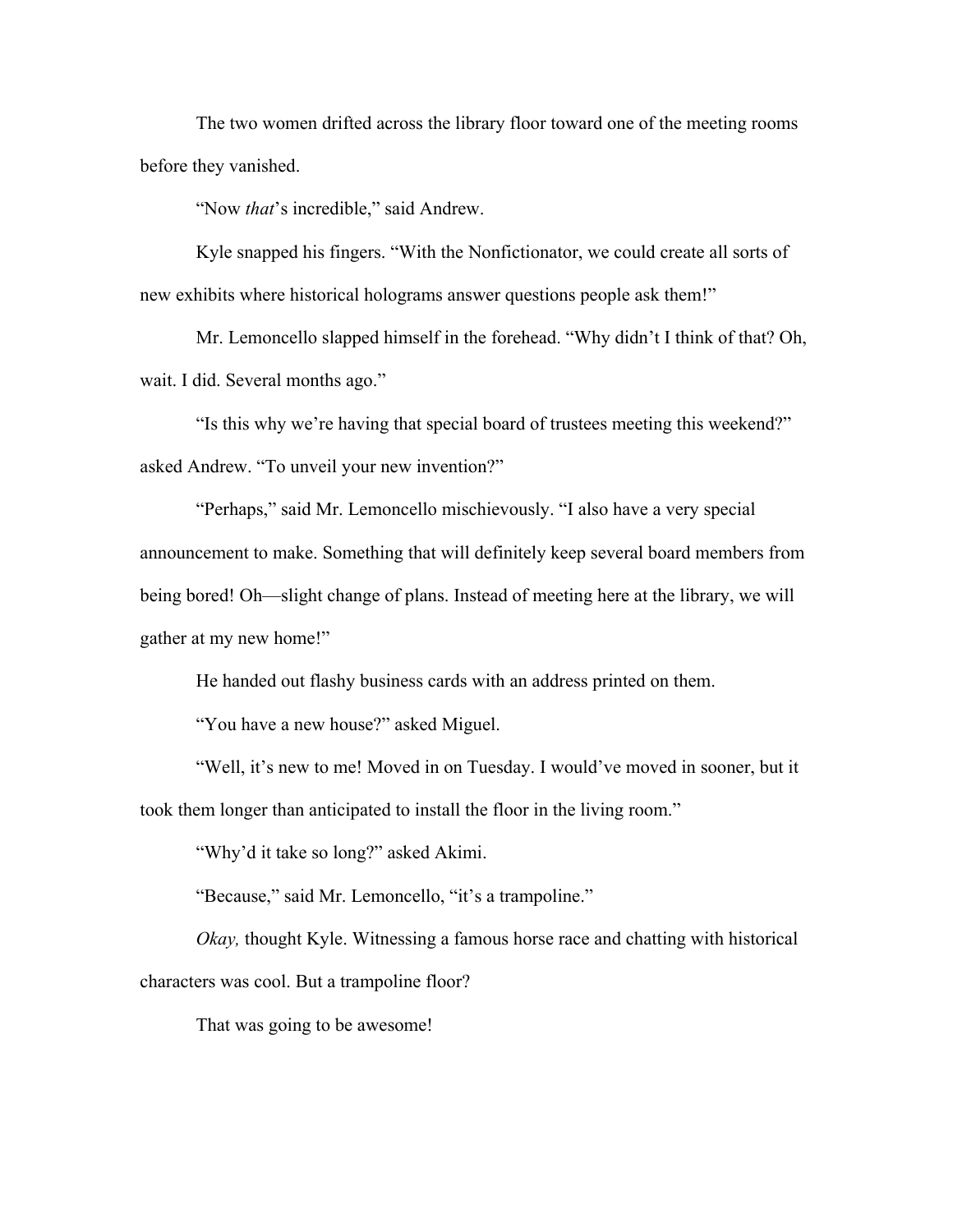The two women drifted across the library floor toward one of the meeting rooms before they vanished.

"Now *that*'s incredible," said Andrew.

Kyle snapped his fingers. "With the Nonfictionator, we could create all sorts of new exhibits where historical holograms answer questions people ask them!"

Mr. Lemoncello slapped himself in the forehead. "Why didn't I think of that? Oh, wait. I did. Several months ago."

"Is this why we're having that special board of trustees meeting this weekend?" asked Andrew. "To unveil your new invention?"

"Perhaps," said Mr. Lemoncello mischievously. "I also have a very special announcement to make. Something that will definitely keep several board members from being bored! Oh—slight change of plans. Instead of meeting here at the library, we will gather at my new home!"

He handed out flashy business cards with an address printed on them.

"You have a new house?" asked Miguel.

"Well, it's new to me! Moved in on Tuesday. I would've moved in sooner, but it took them longer than anticipated to install the floor in the living room."

"Why'd it take so long?" asked Akimi.

"Because," said Mr. Lemoncello, "it's a trampoline."

*Okay,* thought Kyle. Witnessing a famous horse race and chatting with historical characters was cool. But a trampoline floor?

That was going to be awesome!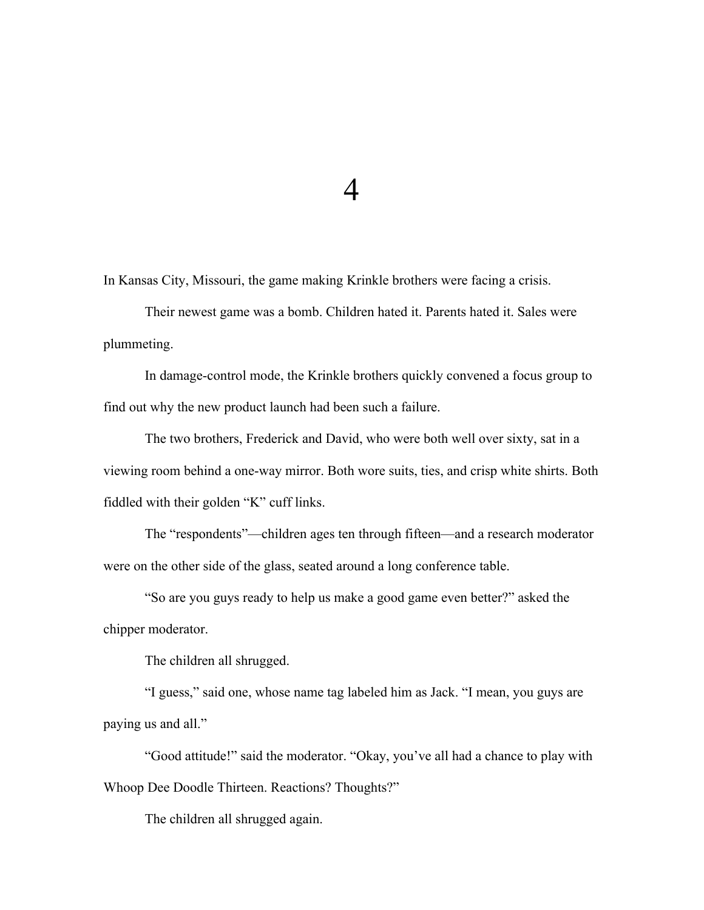# 4

In Kansas City, Missouri, the game making Krinkle brothers were facing a crisis.

Their newest game was a bomb. Children hated it. Parents hated it. Sales were plummeting.

In damage-control mode, the Krinkle brothers quickly convened a focus group to find out why the new product launch had been such a failure.

The two brothers, Frederick and David, who were both well over sixty, sat in a viewing room behind a one-way mirror. Both wore suits, ties, and crisp white shirts. Both fiddled with their golden "K" cuff links.

The "respondents"—children ages ten through fifteen—and a research moderator were on the other side of the glass, seated around a long conference table.

"So are you guys ready to help us make a good game even better?" asked the chipper moderator.

The children all shrugged.

"I guess," said one, whose name tag labeled him as Jack. "I mean, you guys are paying us and all."

"Good attitude!" said the moderator. "Okay, you've all had a chance to play with Whoop Dee Doodle Thirteen. Reactions? Thoughts?"

The children all shrugged again.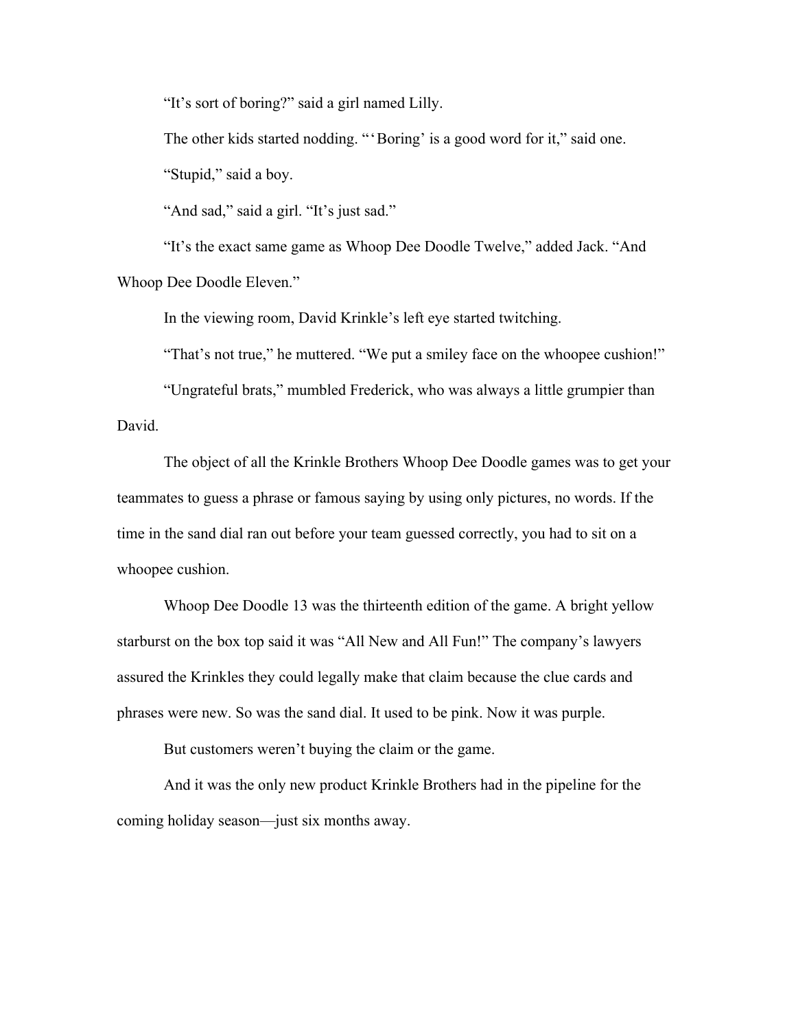"It's sort of boring?" said a girl named Lilly.

The other kids started nodding. "'Boring' is a good word for it," said one.

"Stupid," said a boy.

"And sad," said a girl. "It's just sad."

"It's the exact same game as Whoop Dee Doodle Twelve," added Jack. "And Whoop Dee Doodle Eleven."

In the viewing room, David Krinkle's left eye started twitching.

"That's not true," he muttered. "We put a smiley face on the whoopee cushion!"

"Ungrateful brats," mumbled Frederick, who was always a little grumpier than David.

The object of all the Krinkle Brothers Whoop Dee Doodle games was to get your teammates to guess a phrase or famous saying by using only pictures, no words. If the time in the sand dial ran out before your team guessed correctly, you had to sit on a whoopee cushion.

Whoop Dee Doodle 13 was the thirteenth edition of the game. A bright yellow starburst on the box top said it was "All New and All Fun!" The company's lawyers assured the Krinkles they could legally make that claim because the clue cards and phrases were new. So was the sand dial. It used to be pink. Now it was purple.

But customers weren't buying the claim or the game.

And it was the only new product Krinkle Brothers had in the pipeline for the coming holiday season—just six months away.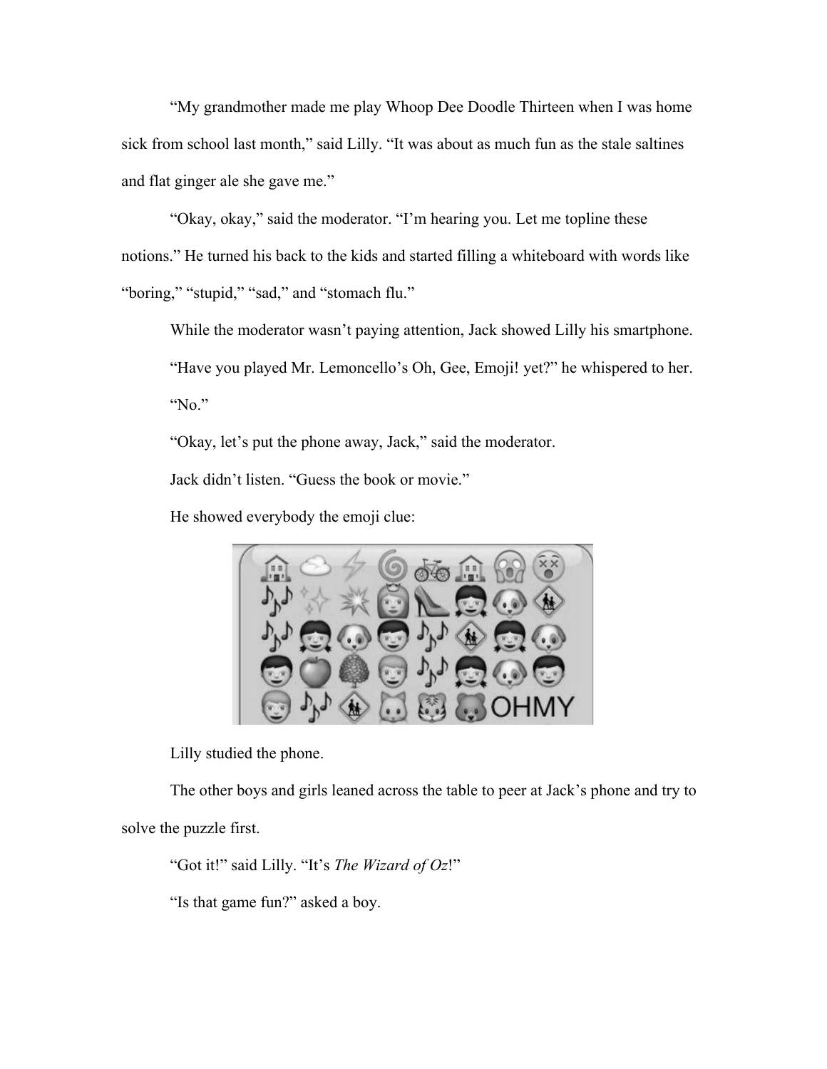"My grandmother made me play Whoop Dee Doodle Thirteen when I was home sick from school last month," said Lilly. "It was about as much fun as the stale saltines and flat ginger ale she gave me."

"Okay, okay," said the moderator. "I'm hearing you. Let me topline these notions." He turned his back to the kids and started filling a whiteboard with words like "boring," "stupid," "sad," and "stomach flu."

While the moderator wasn't paying attention, Jack showed Lilly his smartphone.

"Have you played Mr. Lemoncello's Oh, Gee, Emoji! yet?" he whispered to her.

"No."

"Okay, let's put the phone away, Jack," said the moderator.

Jack didn't listen. "Guess the book or movie."

He showed everybody the emoji clue:

Lilly studied the phone.

The other boys and girls leaned across the table to peer at Jack's phone and try to solve the puzzle first.

"Got it!" said Lilly. "It's *The Wizard of Oz*!"

"Is that game fun?" asked a boy.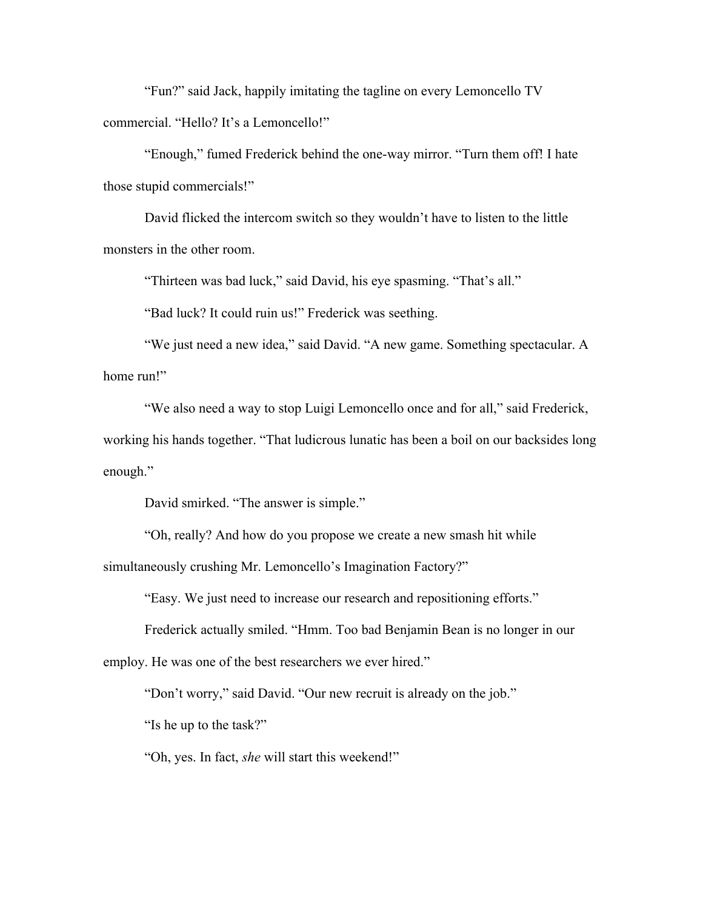"Fun?" said Jack, happily imitating the tagline on every Lemoncello TV commercial. "Hello? It's a Lemoncello!"

"Enough," fumed Frederick behind the one-way mirror. "Turn them off! I hate those stupid commercials!"

David flicked the intercom switch so they wouldn't have to listen to the little monsters in the other room.

"Thirteen was bad luck," said David, his eye spasming. "That's all."

"Bad luck? It could ruin us!" Frederick was seething.

"We just need a new idea," said David. "A new game. Something spectacular. A home run!"

"We also need a way to stop Luigi Lemoncello once and for all," said Frederick, working his hands together. "That ludicrous lunatic has been a boil on our backsides long enough."

David smirked. "The answer is simple."

"Oh, really? And how do you propose we create a new smash hit while simultaneously crushing Mr. Lemoncello's Imagination Factory?"

"Easy. We just need to increase our research and repositioning efforts."

Frederick actually smiled. "Hmm. Too bad Benjamin Bean is no longer in our employ. He was one of the best researchers we ever hired."

"Don't worry," said David. "Our new recruit is already on the job."

"Is he up to the task?"

"Oh, yes. In fact, *she* will start this weekend!"